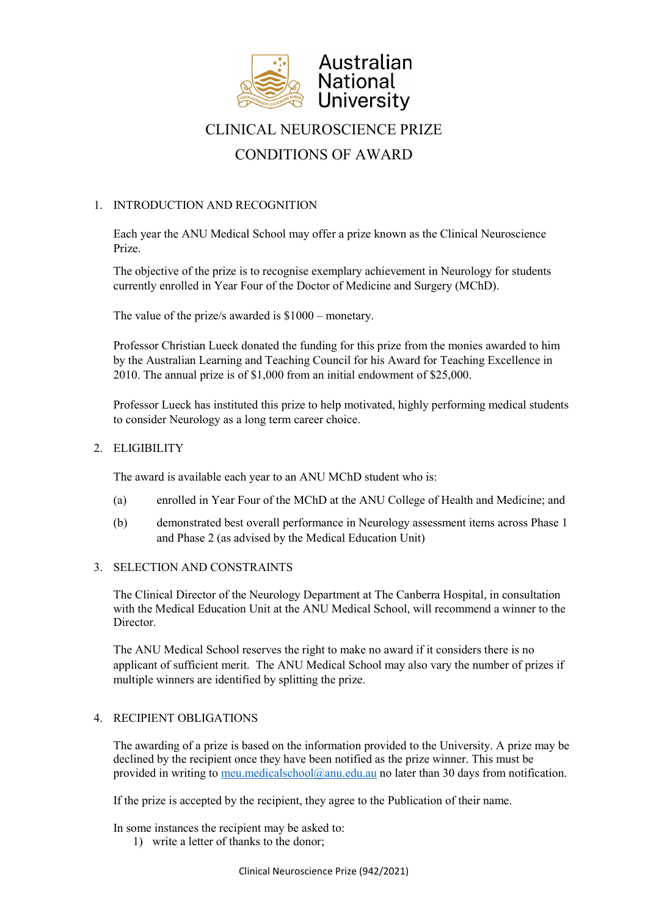# CLINICAL NEUROSCIENCE PRIZE

# CONDITIONS OF AWARD

## 1. INTRODUCTION AND RECOGNITION

Each year the ANU Medical School may offer a prize known as the Clinical Neuroscience Prize.

The objective of the prize is to recognise exemplary achievement in Neurology for students currently enrolled in Year Four of the Doctor of Medicine and Surgery (MChD).

The value of the prize/s awarded is $1000 – monetary.

Professor Christian Lueck donated the funding for this prize from the monies awarded to him by the Australian Learning and Teaching Council for his Award for Teaching Excellence in 2010. The annual prize is of $1,000 from an initial endowment of $25,000.

Professor Lueck has instituted this prize to help motivated, highly performing medical students to consider Neurology as a long term career choice.

## 2. ELIGIBILITY

The award is available each year to an ANU MChD student who is:

(a) enrolled in Year Four of the MChD at the ANU College of Health and Medicine; and

(b) demonstrated best overall performance in Neurology assessment items across Phase 1 and Phase 2 (as advised by the Medical Education Unit)

## 3. SELECTION AND CONSTRAINTS

The Clinical Director of the Neurology Department at The Canberra Hospital, in consultation with the Medical Education Unit at the ANU Medical School, will recommend a winner to the Director.

The ANU Medical School reserves the right to make no award if it considers there is no applicant of sufficient merit. The ANU Medical School may also vary the number of prizes if multiple winners are identified by splitting the prize.

## 4. RECIPIENT OBLIGATIONS

The awarding of a prize is based on the information provided to the University. A prize may be declined by the recipient once they have been notified as the prize winner. This must be provided in writing to meu.medicalschool@anu.edu.au no later than 30 days from notification.

If the prize is accepted by the recipient, they agree to the Publication of their name.

In some instances the recipient may be asked to:

1) write a letter of thanks to the donor;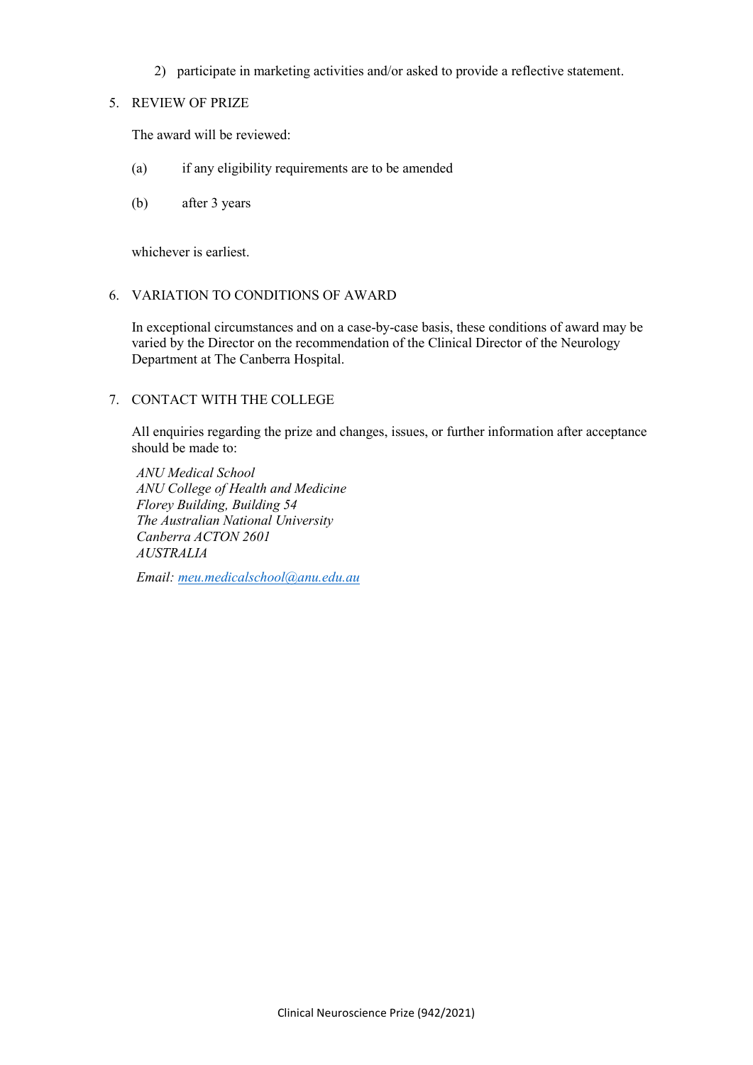2) participate in marketing activities and/or asked to provide a reflective statement.

5. REVIEW OF PRIZE

The award will be reviewed:

(a) if any eligibility requirements are to be amended

(b) after 3 years

whichever is earliest.

6. VARIATION TO CONDITIONS OF AWARD

In exceptional circumstances and on a case-by-case basis, these conditions of award may be varied by the Director on the recommendation of the Clinical Director of the Neurology Department at The Canberra Hospital.

7. CONTACT WITH THE COLLEGE

All enquiries regarding the prize and changes, issues, or further information after acceptance should be made to:

*ANU Medical School*
*ANU College of Health and Medicine*
*Florey Building, Building 54*
*The Australian National University*
*Canberra ACTON 2601*
*AUSTRALIA*

*Email: meu.medicalschool@anu.edu.au*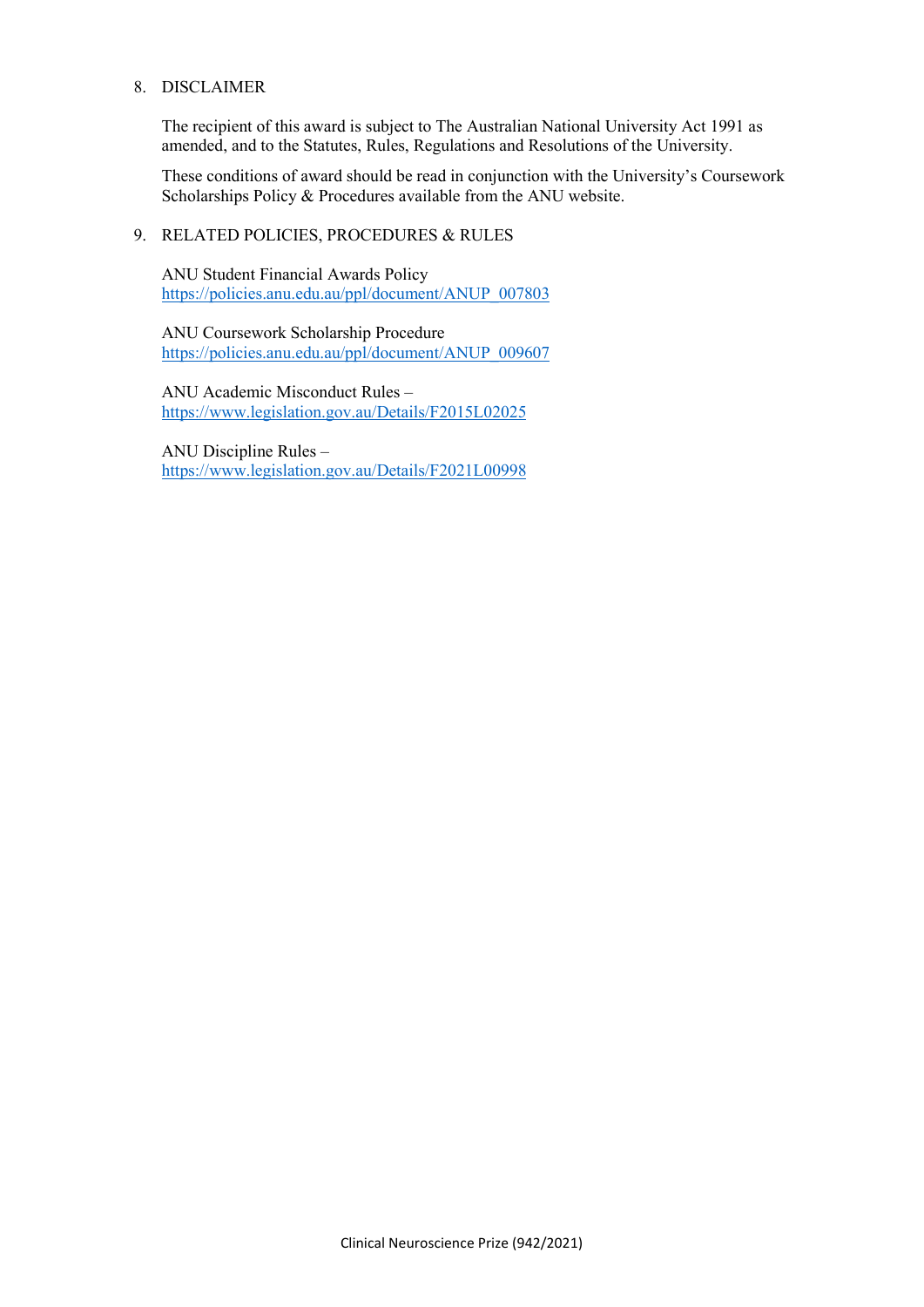8. DISCLAIMER

   The recipient of this award is subject to The Australian National University Act 1991 as amended, and to the Statutes, Rules, Regulations and Resolutions of the University.

   These conditions of award should be read in conjunction with the University's Coursework Scholarships Policy & Procedures available from the ANU website.

9. RELATED POLICIES, PROCEDURES & RULES

   ANU Student Financial Awards Policy
   https://policies.anu.edu.au/ppl/document/ANUP_007803

   ANU Coursework Scholarship Procedure
   https://policies.anu.edu.au/ppl/document/ANUP_009607

   ANU Academic Misconduct Rules –
   https://www.legislation.gov.au/Details/F2015L02025

   ANU Discipline Rules –
   https://www.legislation.gov.au/Details/F2021L00998